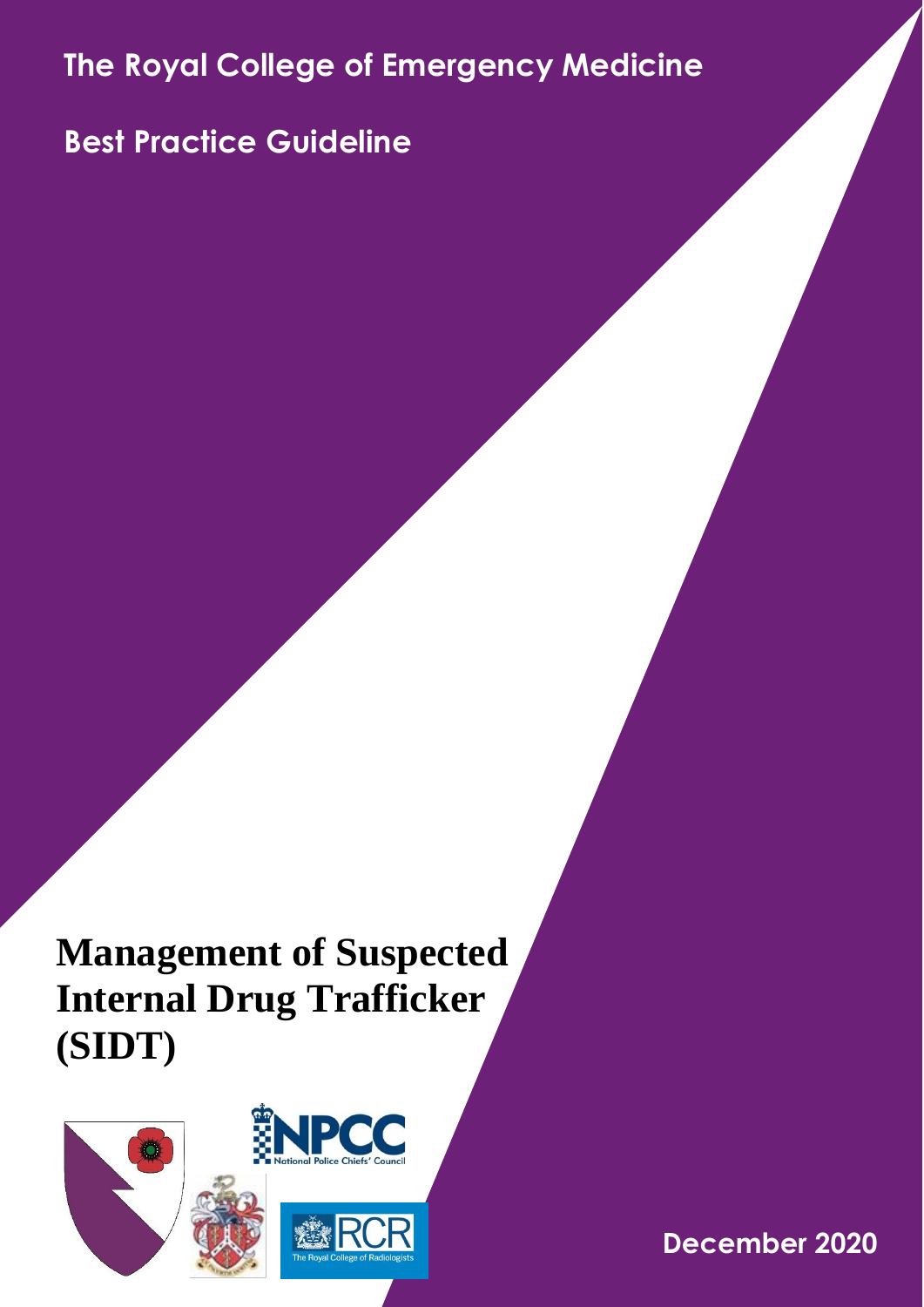The Royal College of Emergency Medicine

Best Practice Guideline

# Management of Suspected Internal Drug Trafficker (SIDT)

National Police Chiefs' Council

The Royal College of Radiologists

December 2020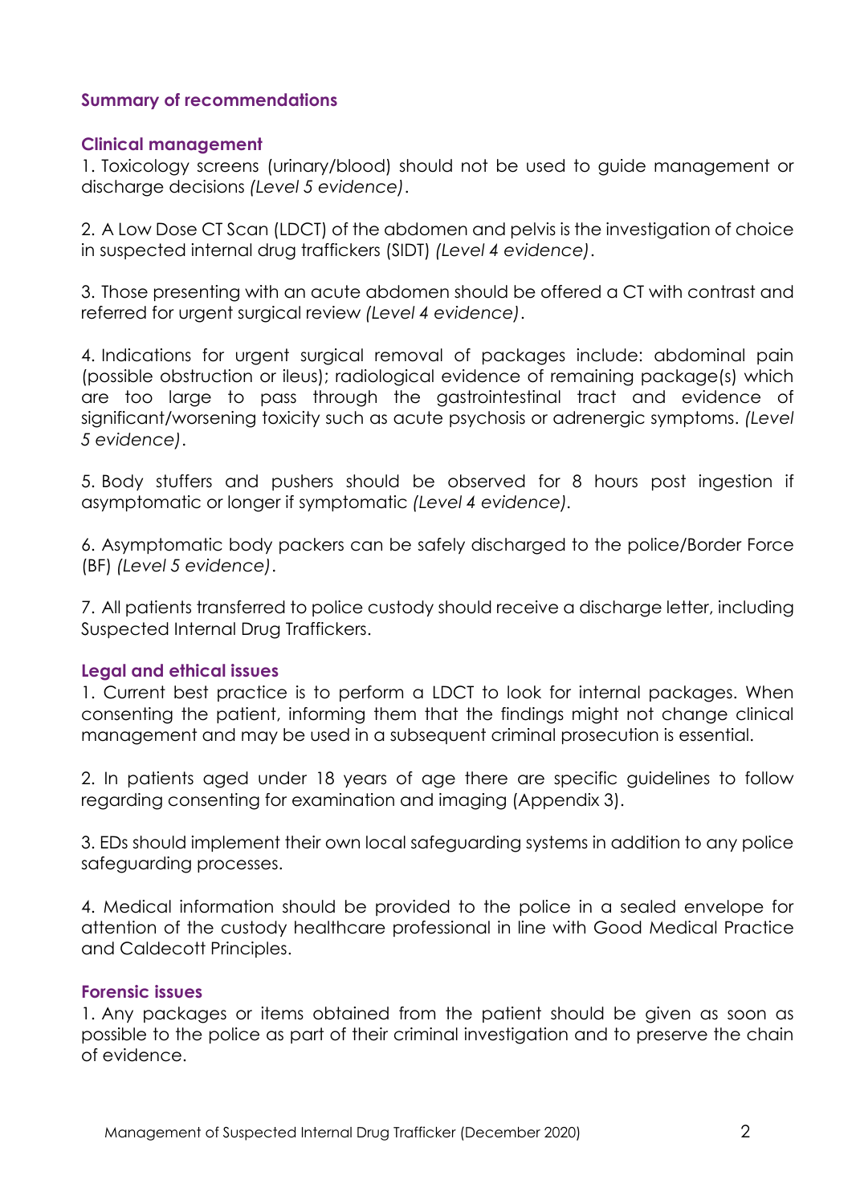## Summary of recommendations

### Clinical management

1. Toxicology screens (urinary/blood) should not be used to guide management or discharge decisions *(Level 5 evidence)*.

2. A Low Dose CT Scan (LDCT) of the abdomen and pelvis is the investigation of choice in suspected internal drug traffickers (SIDT) *(Level 4 evidence)*.

3. Those presenting with an acute abdomen should be offered a CT with contrast and referred for urgent surgical review *(Level 4 evidence)*.

4. Indications for urgent surgical removal of packages include: abdominal pain (possible obstruction or ileus); radiological evidence of remaining package(s) which are too large to pass through the gastrointestinal tract and evidence of significant/worsening toxicity such as acute psychosis or adrenergic symptoms. *(Level 5 evidence)*.

5. Body stuffers and pushers should be observed for 8 hours post ingestion if asymptomatic or longer if symptomatic *(Level 4 evidence).*

6. Asymptomatic body packers can be safely discharged to the police/Border Force (BF) *(Level 5 evidence)*.

7. All patients transferred to police custody should receive a discharge letter, including Suspected Internal Drug Traffickers.

### Legal and ethical issues

1. Current best practice is to perform a LDCT to look for internal packages. When consenting the patient, informing them that the findings might not change clinical management and may be used in a subsequent criminal prosecution is essential.

2. In patients aged under 18 years of age there are specific guidelines to follow regarding consenting for examination and imaging (Appendix 3).

3. EDs should implement their own local safeguarding systems in addition to any police safeguarding processes.

4. Medical information should be provided to the police in a sealed envelope for attention of the custody healthcare professional in line with Good Medical Practice and Caldecott Principles.

### Forensic issues

1. Any packages or items obtained from the patient should be given as soon as possible to the police as part of their criminal investigation and to preserve the chain of evidence.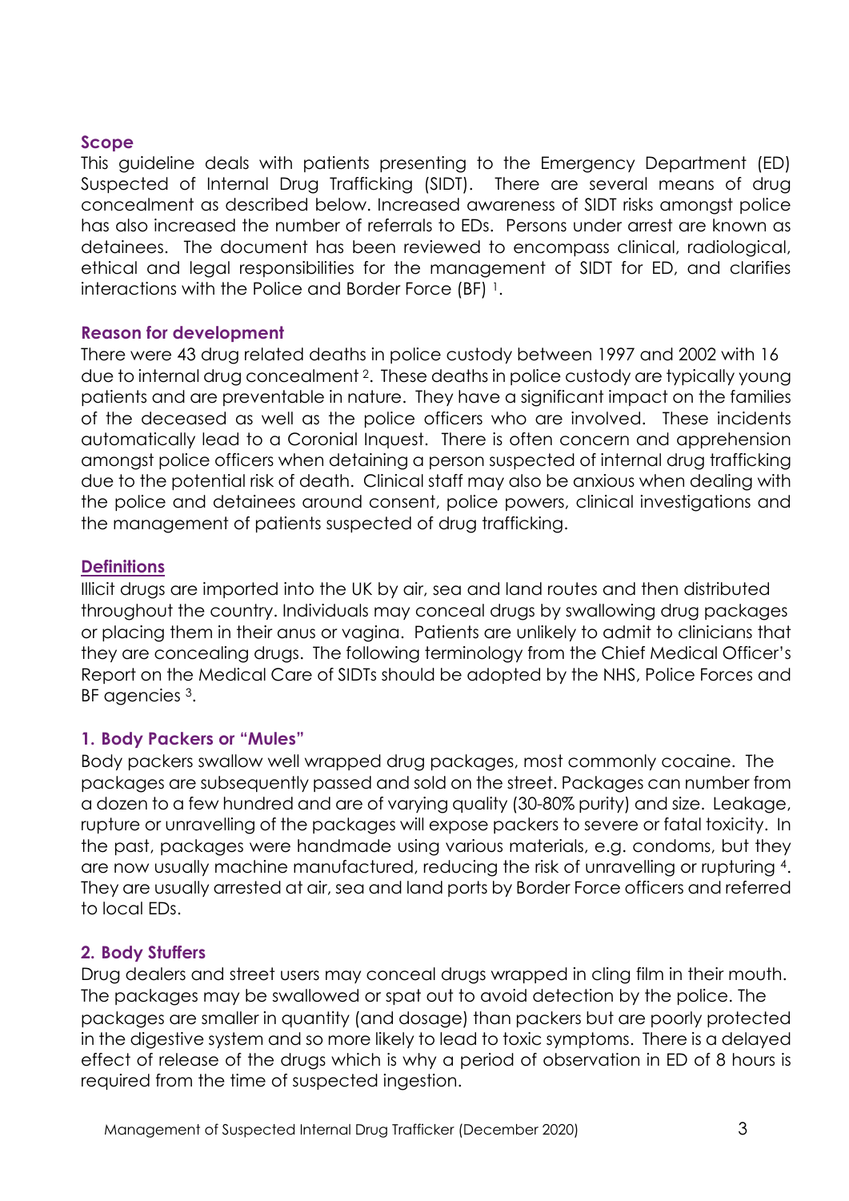## Scope

This guideline deals with patients presenting to the Emergency Department (ED) Suspected of Internal Drug Trafficking (SIDT). There are several means of drug concealment as described below. Increased awareness of SIDT risks amongst police has also increased the number of referrals to EDs. Persons under arrest are known as detainees. The document has been reviewed to encompass clinical, radiological, ethical and legal responsibilities for the management of SIDT for ED, and clarifies interactions with the Police and Border Force (BF) [1].

## Reason for development

There were 43 drug related deaths in police custody between 1997 and 2002 with 16 due to internal drug concealment [2]. These deaths in police custody are typically young patients and are preventable in nature. They have a significant impact on the families of the deceased as well as the police officers who are involved. These incidents automatically lead to a Coronial Inquest. There is often concern and apprehension amongst police officers when detaining a person suspected of internal drug trafficking due to the potential risk of death. Clinical staff may also be anxious when dealing with the police and detainees around consent, police powers, clinical investigations and the management of patients suspected of drug trafficking.

## Definitions

Illicit drugs are imported into the UK by air, sea and land routes and then distributed throughout the country. Individuals may conceal drugs by swallowing drug packages or placing them in their anus or vagina. Patients are unlikely to admit to clinicians that they are concealing drugs. The following terminology from the Chief Medical Officer's Report on the Medical Care of SIDTs should be adopted by the NHS, Police Forces and BF agencies [3].

### 1. Body Packers or "Mules"

Body packers swallow well wrapped drug packages, most commonly cocaine. The packages are subsequently passed and sold on the street. Packages can number from a dozen to a few hundred and are of varying quality (30-80% purity) and size. Leakage, rupture or unravelling of the packages will expose packers to severe or fatal toxicity. In the past, packages were handmade using various materials, e.g. condoms, but they are now usually machine manufactured, reducing the risk of unravelling or rupturing [4]. They are usually arrested at air, sea and land ports by Border Force officers and referred to local EDs.

### 2. Body Stuffers

Drug dealers and street users may conceal drugs wrapped in cling film in their mouth. The packages may be swallowed or spat out to avoid detection by the police. The packages are smaller in quantity (and dosage) than packers but are poorly protected in the digestive system and so more likely to lead to toxic symptoms. There is a delayed effect of release of the drugs which is why a period of observation in ED of 8 hours is required from the time of suspected ingestion.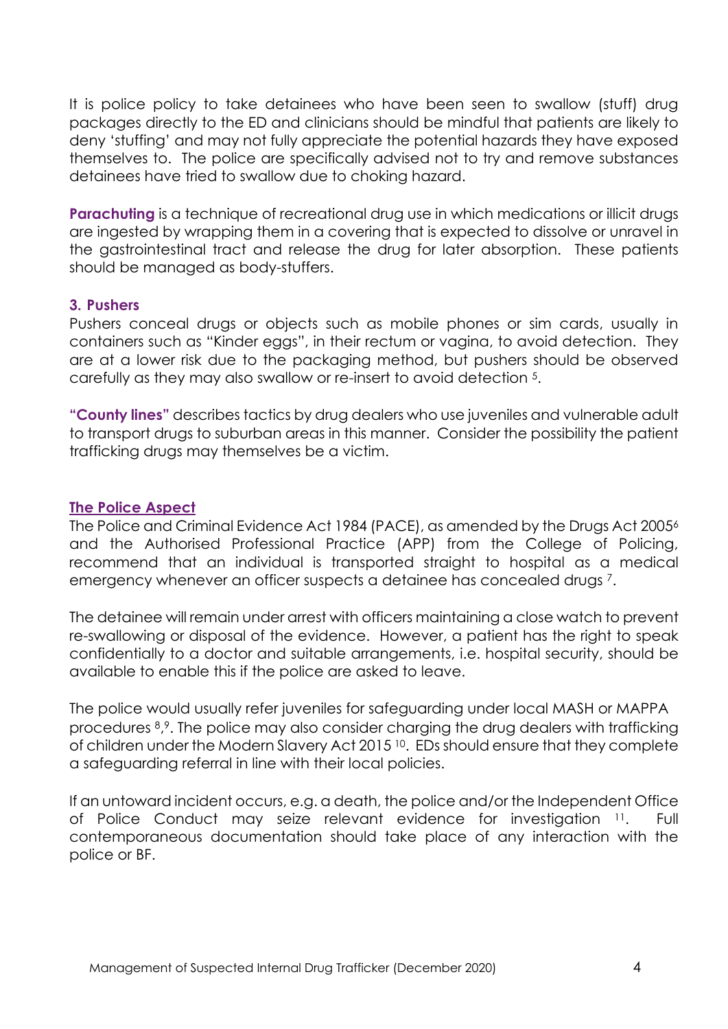It is police policy to take detainees who have been seen to swallow (stuff) drug packages directly to the ED and clinicians should be mindful that patients are likely to deny 'stuffing' and may not fully appreciate the potential hazards they have exposed themselves to. The police are specifically advised not to try and remove substances detainees have tried to swallow due to choking hazard.

**Parachuting** is a technique of recreational drug use in which medications or illicit drugs are ingested by wrapping them in a covering that is expected to dissolve or unravel in the gastrointestinal tract and release the drug for later absorption. These patients should be managed as body-stuffers.

### 3. Pushers

Pushers conceal drugs or objects such as mobile phones or sim cards, usually in containers such as "Kinder eggs", in their rectum or vagina, to avoid detection. They are at a lower risk due to the packaging method, but pushers should be observed carefully as they may also swallow or re-insert to avoid detection [5].

**"County lines"** describes tactics by drug dealers who use juveniles and vulnerable adult to transport drugs to suburban areas in this manner. Consider the possibility the patient trafficking drugs may themselves be a victim.

## The Police Aspect

The Police and Criminal Evidence Act 1984 (PACE), as amended by the Drugs Act 2005[6] and the Authorised Professional Practice (APP) from the College of Policing, recommend that an individual is transported straight to hospital as a medical emergency whenever an officer suspects a detainee has concealed drugs [7].

The detainee will remain under arrest with officers maintaining a close watch to prevent re-swallowing or disposal of the evidence. However, a patient has the right to speak confidentially to a doctor and suitable arrangements, i.e. hospital security, should be available to enable this if the police are asked to leave.

The police would usually refer juveniles for safeguarding under local MASH or MAPPA procedures [8,9]. The police may also consider charging the drug dealers with trafficking of children under the Modern Slavery Act 2015 [10]. EDs should ensure that they complete a safeguarding referral in line with their local policies.

If an untoward incident occurs, e.g. a death, the police and/or the Independent Office of Police Conduct may seize relevant evidence for investigation [11]. Full contemporaneous documentation should take place of any interaction with the police or BF.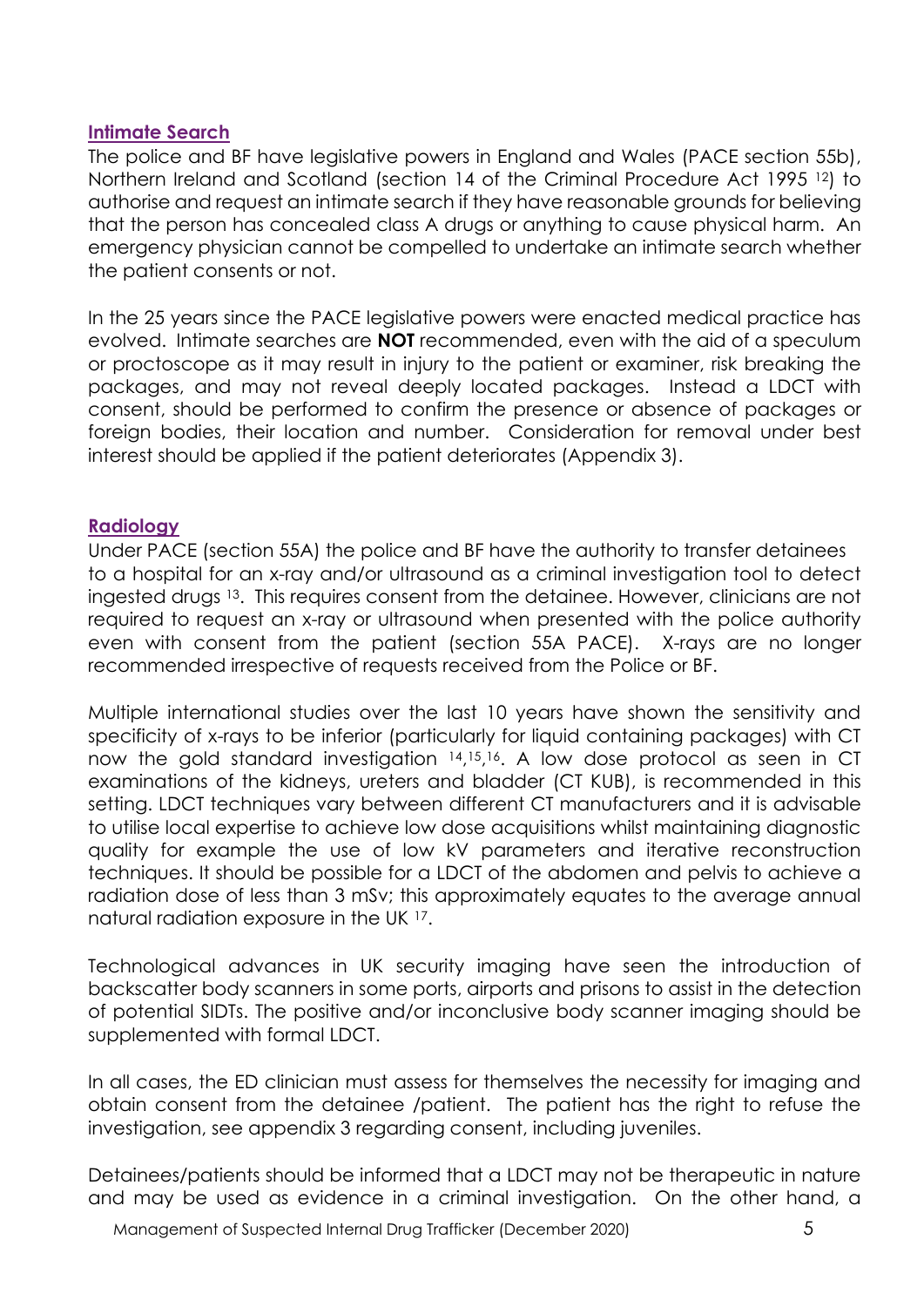## Intimate Search

The police and BF have legislative powers in England and Wales (PACE section 55b), Northern Ireland and Scotland (section 14 of the Criminal Procedure Act 1995 [12]) to authorise and request an intimate search if they have reasonable grounds for believing that the person has concealed class A drugs or anything to cause physical harm. An emergency physician cannot be compelled to undertake an intimate search whether the patient consents or not.

In the 25 years since the PACE legislative powers were enacted medical practice has evolved. Intimate searches are **NOT** recommended, even with the aid of a speculum or proctoscope as it may result in injury to the patient or examiner, risk breaking the packages, and may not reveal deeply located packages. Instead a LDCT with consent, should be performed to confirm the presence or absence of packages or foreign bodies, their location and number. Consideration for removal under best interest should be applied if the patient deteriorates (Appendix 3).

## Radiology

Under PACE (section 55A) the police and BF have the authority to transfer detainees to a hospital for an x-ray and/or ultrasound as a criminal investigation tool to detect ingested drugs [13]. This requires consent from the detainee. However, clinicians are not required to request an x-ray or ultrasound when presented with the police authority even with consent from the patient (section 55A PACE). X-rays are no longer recommended irrespective of requests received from the Police or BF.

Multiple international studies over the last 10 years have shown the sensitivity and specificity of x-rays to be inferior (particularly for liquid containing packages) with CT now the gold standard investigation [14,15,16]. A low dose protocol as seen in CT examinations of the kidneys, ureters and bladder (CT KUB), is recommended in this setting. LDCT techniques vary between different CT manufacturers and it is advisable to utilise local expertise to achieve low dose acquisitions whilst maintaining diagnostic quality for example the use of low kV parameters and iterative reconstruction techniques. It should be possible for a LDCT of the abdomen and pelvis to achieve a radiation dose of less than 3 mSv; this approximately equates to the average annual natural radiation exposure in the UK [17].

Technological advances in UK security imaging have seen the introduction of backscatter body scanners in some ports, airports and prisons to assist in the detection of potential SIDTs. The positive and/or inconclusive body scanner imaging should be supplemented with formal LDCT.

In all cases, the ED clinician must assess for themselves the necessity for imaging and obtain consent from the detainee /patient. The patient has the right to refuse the investigation, see appendix 3 regarding consent, including juveniles.

Detainees/patients should be informed that a LDCT may not be therapeutic in nature and may be used as evidence in a criminal investigation. On the other hand, a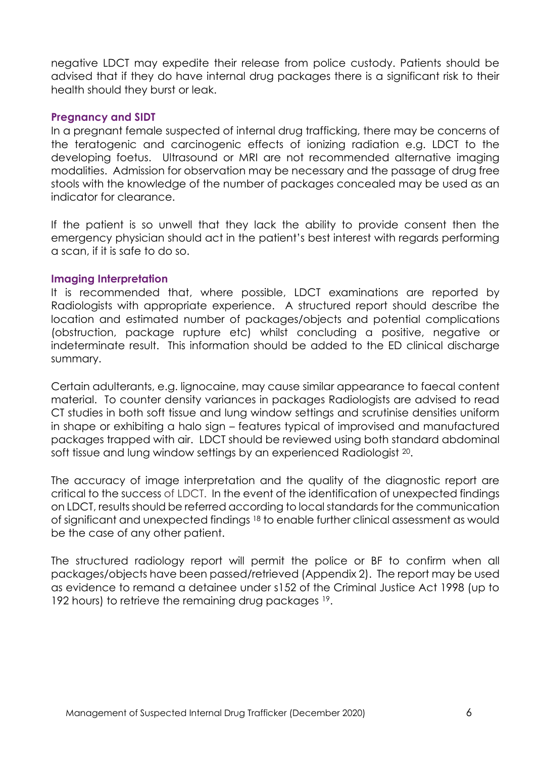negative LDCT may expedite their release from police custody. Patients should be advised that if they do have internal drug packages there is a significant risk to their health should they burst or leak.

### Pregnancy and SIDT

In a pregnant female suspected of internal drug trafficking, there may be concerns of the teratogenic and carcinogenic effects of ionizing radiation e.g. LDCT to the developing foetus. Ultrasound or MRI are not recommended alternative imaging modalities. Admission for observation may be necessary and the passage of drug free stools with the knowledge of the number of packages concealed may be used as an indicator for clearance.

If the patient is so unwell that they lack the ability to provide consent then the emergency physician should act in the patient's best interest with regards performing a scan, if it is safe to do so.

### Imaging Interpretation

It is recommended that, where possible, LDCT examinations are reported by Radiologists with appropriate experience. A structured report should describe the location and estimated number of packages/objects and potential complications (obstruction, package rupture etc) whilst concluding a positive, negative or indeterminate result. This information should be added to the ED clinical discharge summary.

Certain adulterants, e.g. lignocaine, may cause similar appearance to faecal content material. To counter density variances in packages Radiologists are advised to read CT studies in both soft tissue and lung window settings and scrutinise densities uniform in shape or exhibiting a halo sign – features typical of improvised and manufactured packages trapped with air. LDCT should be reviewed using both standard abdominal soft tissue and lung window settings by an experienced Radiologist [20].

The accuracy of image interpretation and the quality of the diagnostic report are critical to the success of LDCT. In the event of the identification of unexpected findings on LDCT, results should be referred according to local standards for the communication of significant and unexpected findings [18] to enable further clinical assessment as would be the case of any other patient.

The structured radiology report will permit the police or BF to confirm when all packages/objects have been passed/retrieved (Appendix 2). The report may be used as evidence to remand a detainee under s152 of the Criminal Justice Act 1998 (up to 192 hours) to retrieve the remaining drug packages [19].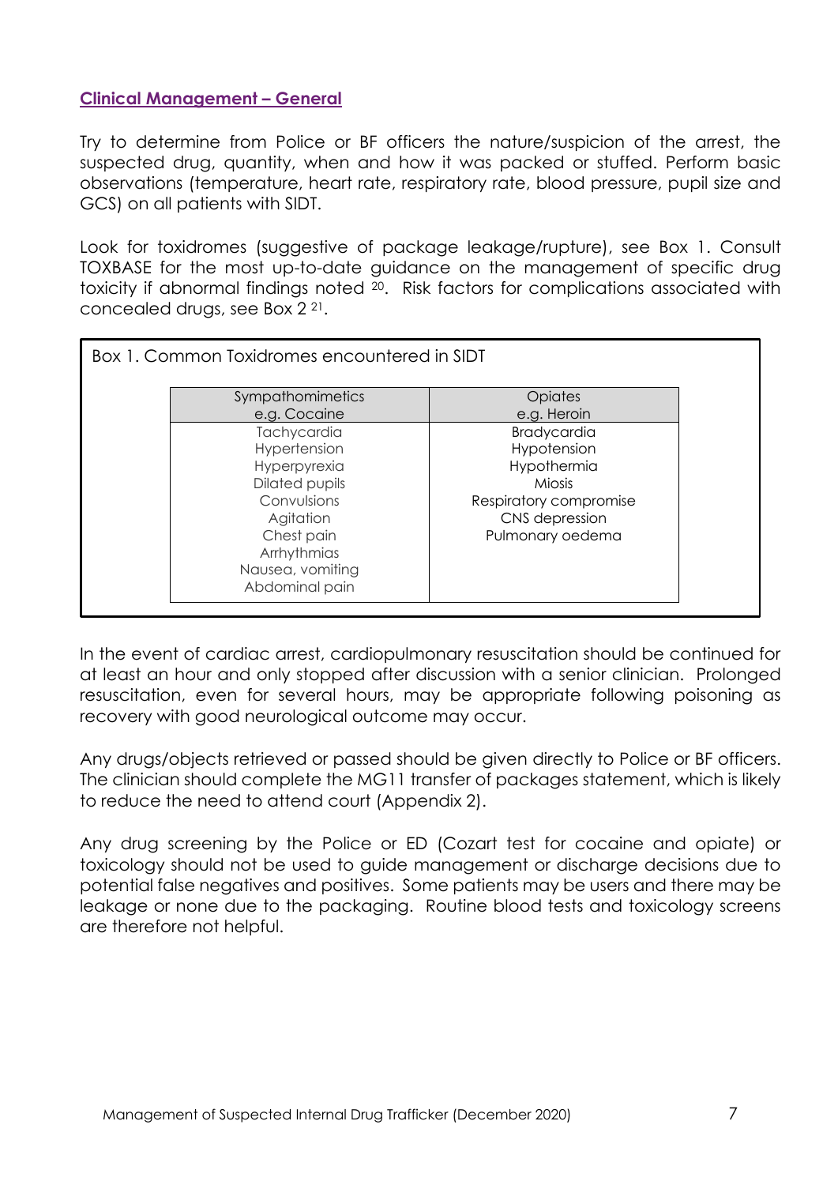## Clinical Management – General

Try to determine from Police or BF officers the nature/suspicion of the arrest, the suspected drug, quantity, when and how it was packed or stuffed. Perform basic observations (temperature, heart rate, respiratory rate, blood pressure, pupil size and GCS) on all patients with SIDT.

Look for toxidromes (suggestive of package leakage/rupture), see Box 1. Consult TOXBASE for the most up-to-date guidance on the management of specific drug toxicity if abnormal findings noted [20]. Risk factors for complications associated with concealed drugs, see Box 2 [21].

Box 1. Common Toxidromes encountered in SIDT

| Sympathomimetics e.g. Cocaine | Opiates e.g. Heroin |
|---|---|
| Tachycardia<br>Hypertension<br>Hyperpyrexia<br>Dilated pupils<br>Convulsions<br>Agitation<br>Chest pain<br>Arrhythmias<br>Nausea, vomiting<br>Abdominal pain | Bradycardia<br>Hypotension<br>Hypothermia<br>Miosis<br>Respiratory compromise<br>CNS depression<br>Pulmonary oedema |

In the event of cardiac arrest, cardiopulmonary resuscitation should be continued for at least an hour and only stopped after discussion with a senior clinician. Prolonged resuscitation, even for several hours, may be appropriate following poisoning as recovery with good neurological outcome may occur.

Any drugs/objects retrieved or passed should be given directly to Police or BF officers. The clinician should complete the MG11 transfer of packages statement, which is likely to reduce the need to attend court (Appendix 2).

Any drug screening by the Police or ED (Cozart test for cocaine and opiate) or toxicology should not be used to guide management or discharge decisions due to potential false negatives and positives. Some patients may be users and there may be leakage or none due to the packaging. Routine blood tests and toxicology screens are therefore not helpful.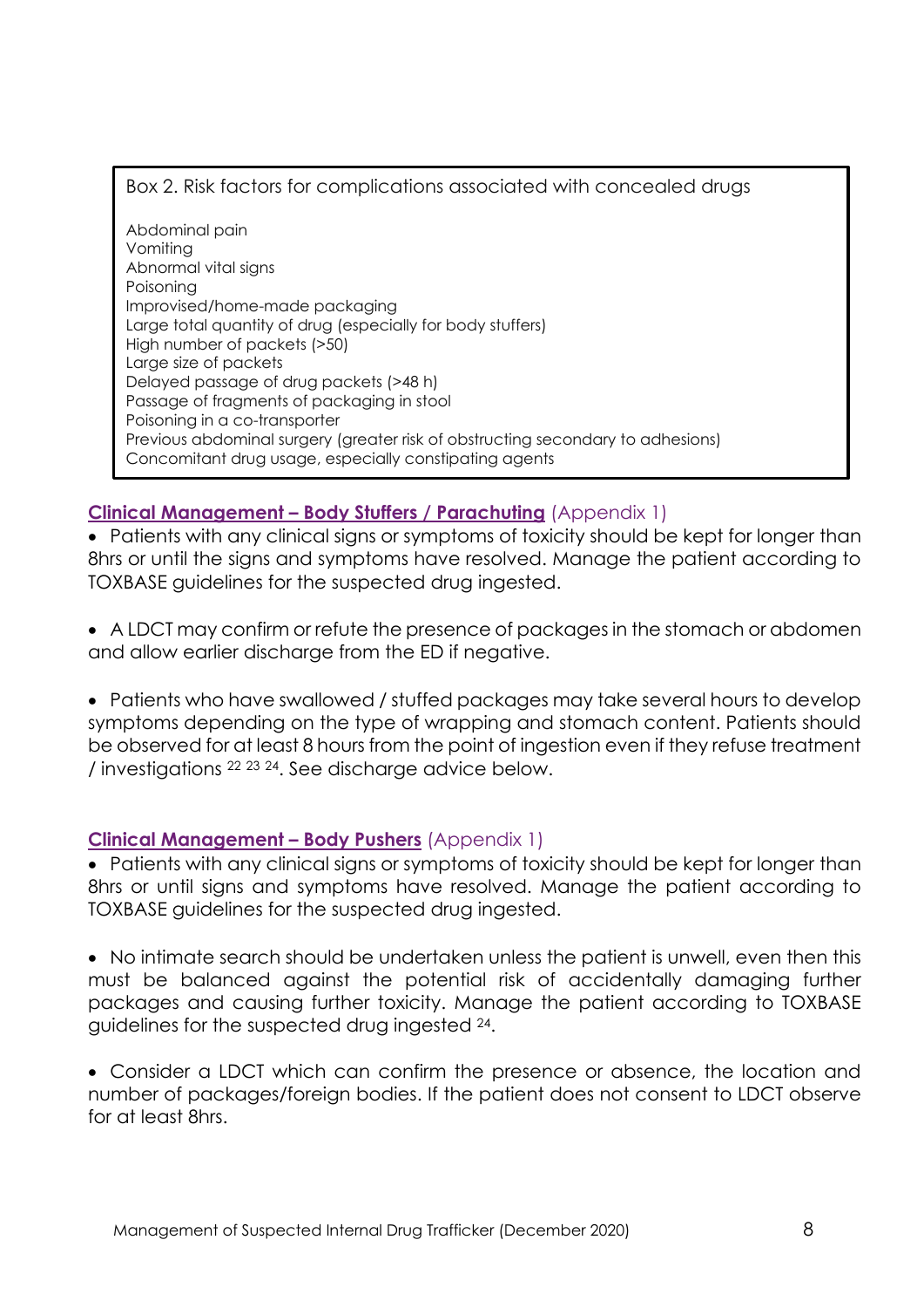Box 2. Risk factors for complications associated with concealed drugs

Abdominal pain
Vomiting
Abnormal vital signs
Poisoning
Improvised/home-made packaging
Large total quantity of drug (especially for body stuffers)
High number of packets (>50)
Large size of packets
Delayed passage of drug packets (>48 h)
Passage of fragments of packaging in stool
Poisoning in a co-transporter
Previous abdominal surgery (greater risk of obstructing secondary to adhesions)
Concomitant drug usage, especially constipating agents

### **Clinical Management – Body Stuffers / Parachuting** (Appendix 1)

- Patients with any clinical signs or symptoms of toxicity should be kept for longer than 8hrs or until the signs and symptoms have resolved. Manage the patient according to TOXBASE guidelines for the suspected drug ingested.

- A LDCT may confirm or refute the presence of packages in the stomach or abdomen and allow earlier discharge from the ED if negative.

- Patients who have swallowed / stuffed packages may take several hours to develop symptoms depending on the type of wrapping and stomach content. Patients should be observed for at least 8 hours from the point of ingestion even if they refuse treatment / investigations [22 23 24]. See discharge advice below.

### **Clinical Management – Body Pushers** (Appendix 1)

- Patients with any clinical signs or symptoms of toxicity should be kept for longer than 8hrs or until signs and symptoms have resolved. Manage the patient according to TOXBASE guidelines for the suspected drug ingested.

- No intimate search should be undertaken unless the patient is unwell, even then this must be balanced against the potential risk of accidentally damaging further packages and causing further toxicity. Manage the patient according to TOXBASE guidelines for the suspected drug ingested [24].

- Consider a LDCT which can confirm the presence or absence, the location and number of packages/foreign bodies. If the patient does not consent to LDCT observe for at least 8hrs.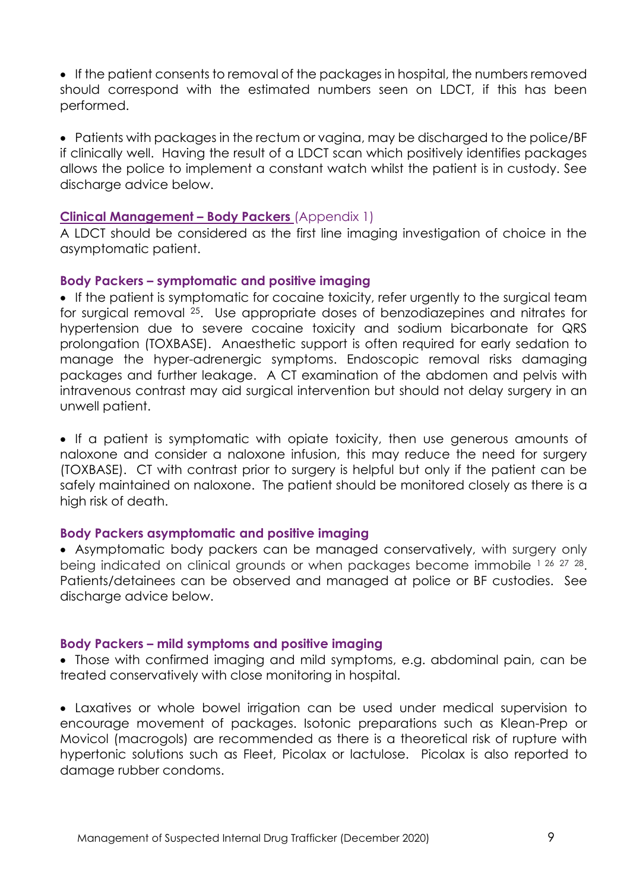- If the patient consents to removal of the packages in hospital, the numbers removed should correspond with the estimated numbers seen on LDCT, if this has been performed.

- Patients with packages in the rectum or vagina, may be discharged to the police/BF if clinically well. Having the result of a LDCT scan which positively identifies packages allows the police to implement a constant watch whilst the patient is in custody. See discharge advice below.

## Clinical Management – Body Packers (Appendix 1)

A LDCT should be considered as the first line imaging investigation of choice in the asymptomatic patient.

### Body Packers – symptomatic and positive imaging

- If the patient is symptomatic for cocaine toxicity, refer urgently to the surgical team for surgical removal [25]. Use appropriate doses of benzodiazepines and nitrates for hypertension due to severe cocaine toxicity and sodium bicarbonate for QRS prolongation (TOXBASE). Anaesthetic support is often required for early sedation to manage the hyper-adrenergic symptoms. Endoscopic removal risks damaging packages and further leakage. A CT examination of the abdomen and pelvis with intravenous contrast may aid surgical intervention but should not delay surgery in an unwell patient.

- If a patient is symptomatic with opiate toxicity, then use generous amounts of naloxone and consider a naloxone infusion, this may reduce the need for surgery (TOXBASE). CT with contrast prior to surgery is helpful but only if the patient can be safely maintained on naloxone. The patient should be monitored closely as there is a high risk of death.

### Body Packers asymptomatic and positive imaging

- Asymptomatic body packers can be managed conservatively, with surgery only being indicated on clinical grounds or when packages become immobile [1, 26, 27, 28]. Patients/detainees can be observed and managed at police or BF custodies. See discharge advice below.

### Body Packers – mild symptoms and positive imaging

- Those with confirmed imaging and mild symptoms, e.g. abdominal pain, can be treated conservatively with close monitoring in hospital.

- Laxatives or whole bowel irrigation can be used under medical supervision to encourage movement of packages. Isotonic preparations such as Klean-Prep or Movicol (macrogols) are recommended as there is a theoretical risk of rupture with hypertonic solutions such as Fleet, Picolax or lactulose. Picolax is also reported to damage rubber condoms.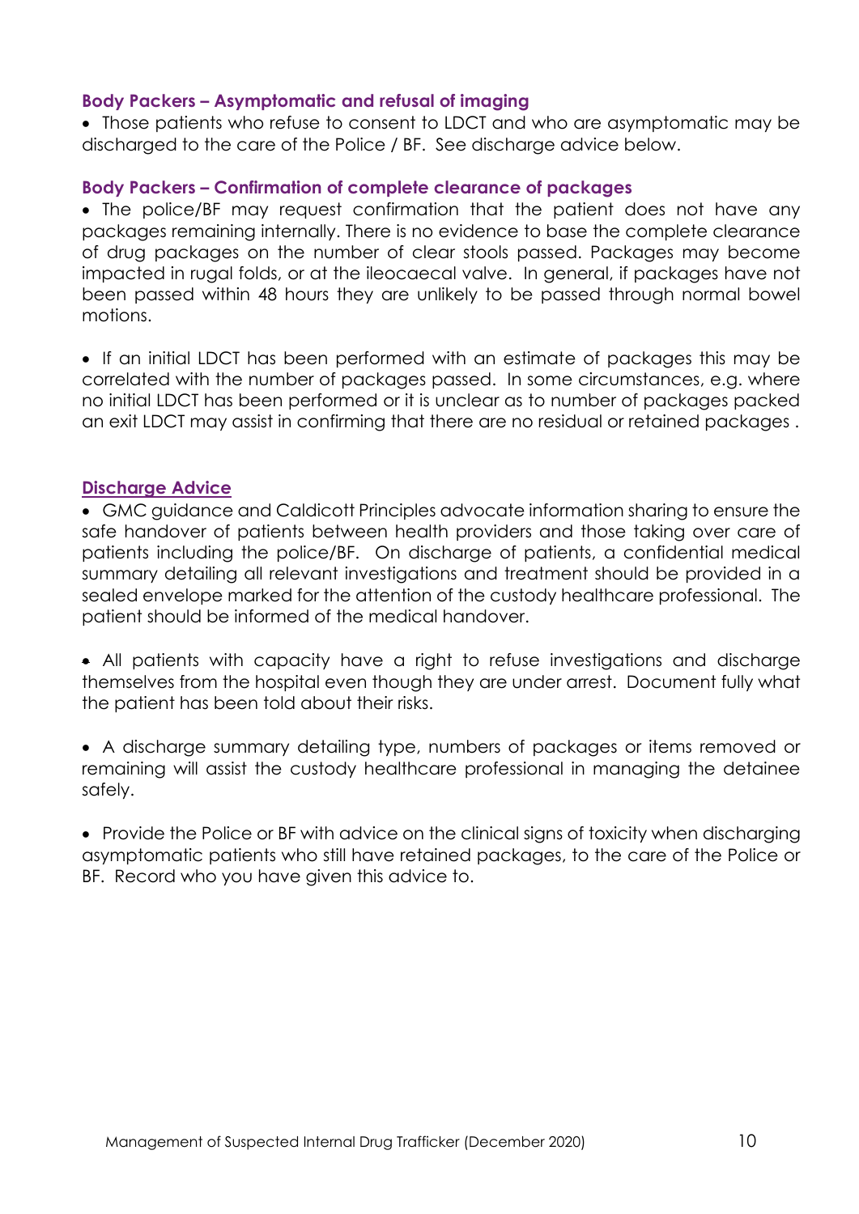### Body Packers – Asymptomatic and refusal of imaging

- Those patients who refuse to consent to LDCT and who are asymptomatic may be discharged to the care of the Police / BF. See discharge advice below.

### Body Packers – Confirmation of complete clearance of packages

- The police/BF may request confirmation that the patient does not have any packages remaining internally. There is no evidence to base the complete clearance of drug packages on the number of clear stools passed. Packages may become impacted in rugal folds, or at the ileocaecal valve. In general, if packages have not been passed within 48 hours they are unlikely to be passed through normal bowel motions.

- If an initial LDCT has been performed with an estimate of packages this may be correlated with the number of packages passed. In some circumstances, e.g. where no initial LDCT has been performed or it is unclear as to number of packages packed an exit LDCT may assist in confirming that there are no residual or retained packages .

### Discharge Advice

- GMC guidance and Caldicott Principles advocate information sharing to ensure the safe handover of patients between health providers and those taking over care of patients including the police/BF. On discharge of patients, a confidential medical summary detailing all relevant investigations and treatment should be provided in a sealed envelope marked for the attention of the custody healthcare professional. The patient should be informed of the medical handover.

- All patients with capacity have a right to refuse investigations and discharge themselves from the hospital even though they are under arrest. Document fully what the patient has been told about their risks.

- A discharge summary detailing type, numbers of packages or items removed or remaining will assist the custody healthcare professional in managing the detainee safely.

- Provide the Police or BF with advice on the clinical signs of toxicity when discharging asymptomatic patients who still have retained packages, to the care of the Police or BF. Record who you have given this advice to.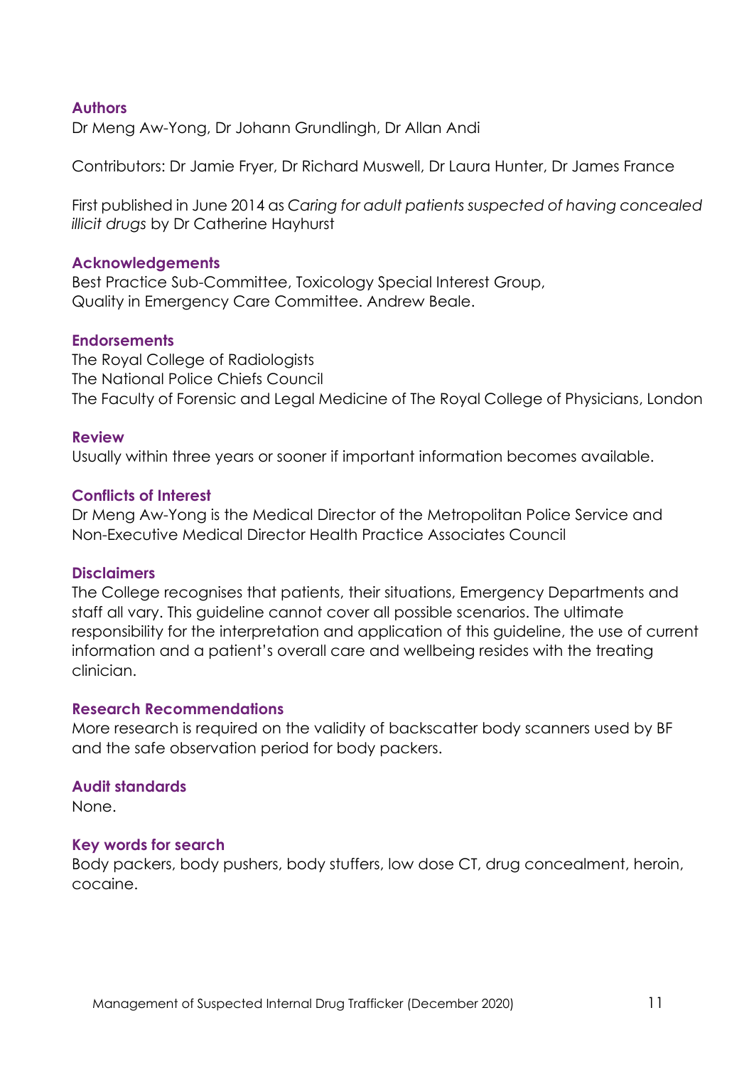### Authors

Dr Meng Aw-Yong, Dr Johann Grundlingh, Dr Allan Andi

Contributors: Dr Jamie Fryer, Dr Richard Muswell, Dr Laura Hunter, Dr James France

First published in June 2014 as *Caring for adult patients suspected of having concealed illicit drugs* by Dr Catherine Hayhurst

### Acknowledgements

Best Practice Sub-Committee, Toxicology Special Interest Group,
Quality in Emergency Care Committee. Andrew Beale.

### Endorsements

The Royal College of Radiologists
The National Police Chiefs Council
The Faculty of Forensic and Legal Medicine of The Royal College of Physicians, London

### Review

Usually within three years or sooner if important information becomes available.

### Conflicts of Interest

Dr Meng Aw-Yong is the Medical Director of the Metropolitan Police Service and Non-Executive Medical Director Health Practice Associates Council

### Disclaimers

The College recognises that patients, their situations, Emergency Departments and staff all vary. This guideline cannot cover all possible scenarios. The ultimate responsibility for the interpretation and application of this guideline, the use of current information and a patient's overall care and wellbeing resides with the treating clinician.

### Research Recommendations

More research is required on the validity of backscatter body scanners used by BF and the safe observation period for body packers.

### Audit standards

None.

### Key words for search

Body packers, body pushers, body stuffers, low dose CT, drug concealment, heroin, cocaine.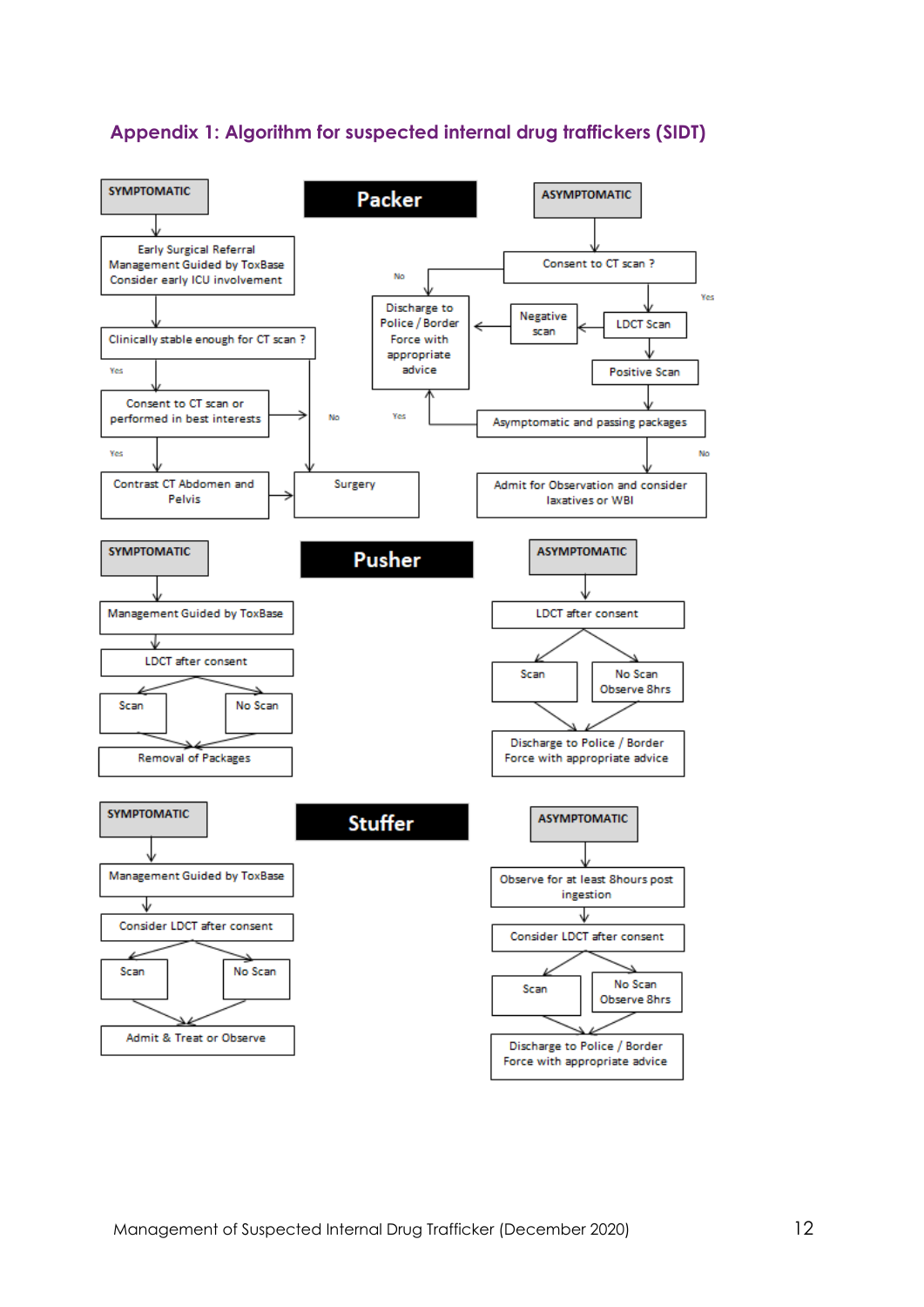## Appendix 1: Algorithm for suspected internal drug traffickers (SIDT)

### Packer

**SYMPTOMATIC**

- Early Surgical Referral
  Management Guided by ToxBase
  Consider early ICU involvement
- Clinically stable enough for CT scan ?
  - No → Surgery
  - Yes → Consent to CT scan or performed in best interests
    - No → Surgery
    - Yes → Contrast CT Abdomen and Pelvis → Surgery

**ASYMPTOMATIC**

- Consent to CT scan ?
  - No → Discharge to Police / Border Force with appropriate advice
  - Yes → LDCT Scan
    - Negative scan → Discharge to Police / Border Force with appropriate advice
    - Positive Scan → Asymptomatic and passing packages
      - Yes → Discharge to Police / Border Force with appropriate advice
      - No → Admit for Observation and consider laxatives or WBI

### Pusher

**SYMPTOMATIC**

- Management Guided by ToxBase
- LDCT after consent
  - Scan
  - No Scan
- Removal of Packages

**ASYMPTOMATIC**

- LDCT after consent
  - Scan
  - No Scan Observe 8hrs
- Discharge to Police / Border Force with appropriate advice

### Stuffer

**SYMPTOMATIC**

- Management Guided by ToxBase
- Consider LDCT after consent
  - Scan
  - No Scan
- Admit & Treat or Observe

**ASYMPTOMATIC**

- Observe for at least 8hours post ingestion
- Consider LDCT after consent
  - Scan
  - No Scan Observe 8hrs
- Discharge to Police / Border Force with appropriate advice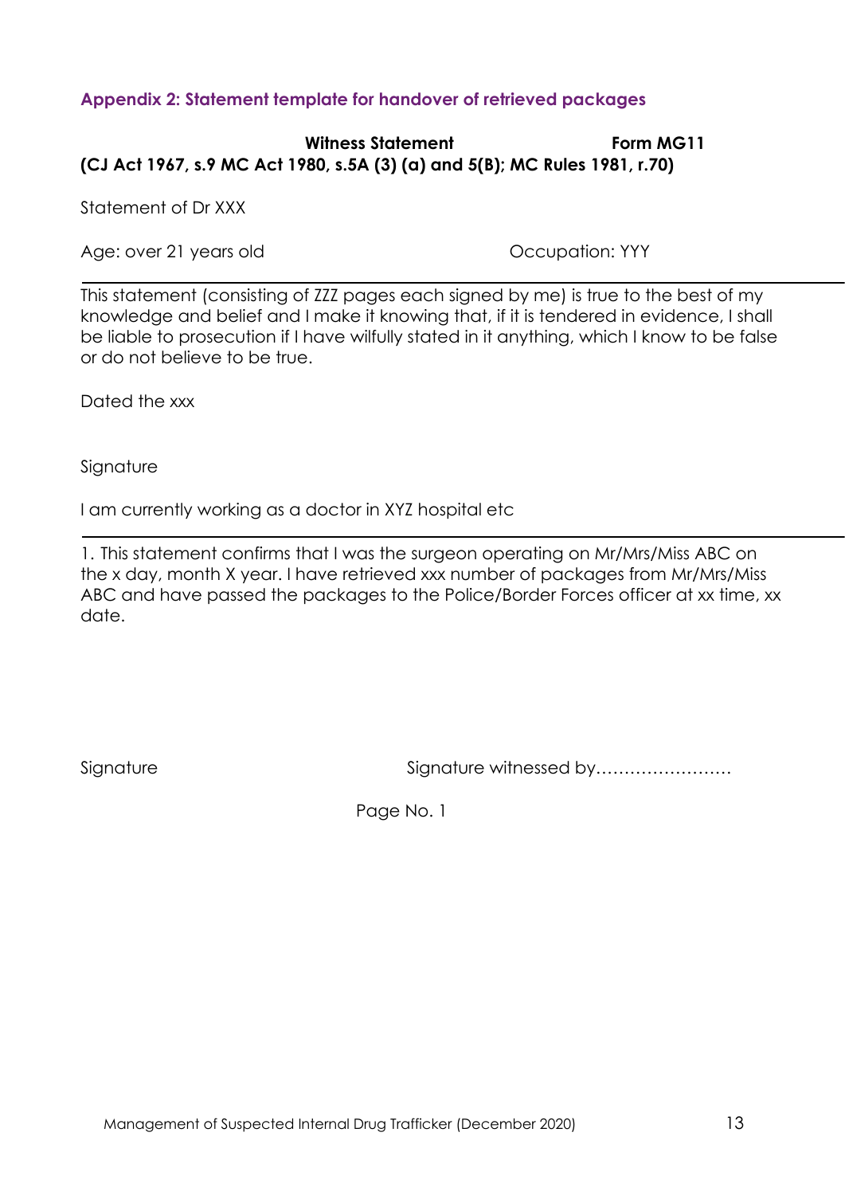## Appendix 2: Statement template for handover of retrieved packages

**Witness Statement** **Form MG11**
**(CJ Act 1967, s.9 MC Act 1980, s.5A (3) (a) and 5(B); MC Rules 1981, r.70)**

Statement of Dr XXX

Age: over 21 years old Occupation: YYY

---

This statement (consisting of ZZZ pages each signed by me) is true to the best of my knowledge and belief and I make it knowing that, if it is tendered in evidence, I shall be liable to prosecution if I have wilfully stated in it anything, which I know to be false or do not believe to be true.

Dated the xxx

Signature

I am currently working as a doctor in XYZ hospital etc

---

1. This statement confirms that I was the surgeon operating on Mr/Mrs/Miss ABC on the x day, month X year. I have retrieved xxx number of packages from Mr/Mrs/Miss ABC and have passed the packages to the Police/Border Forces officer at xx time, xx date.

Signature Signature witnessed by……………………

Page No. 1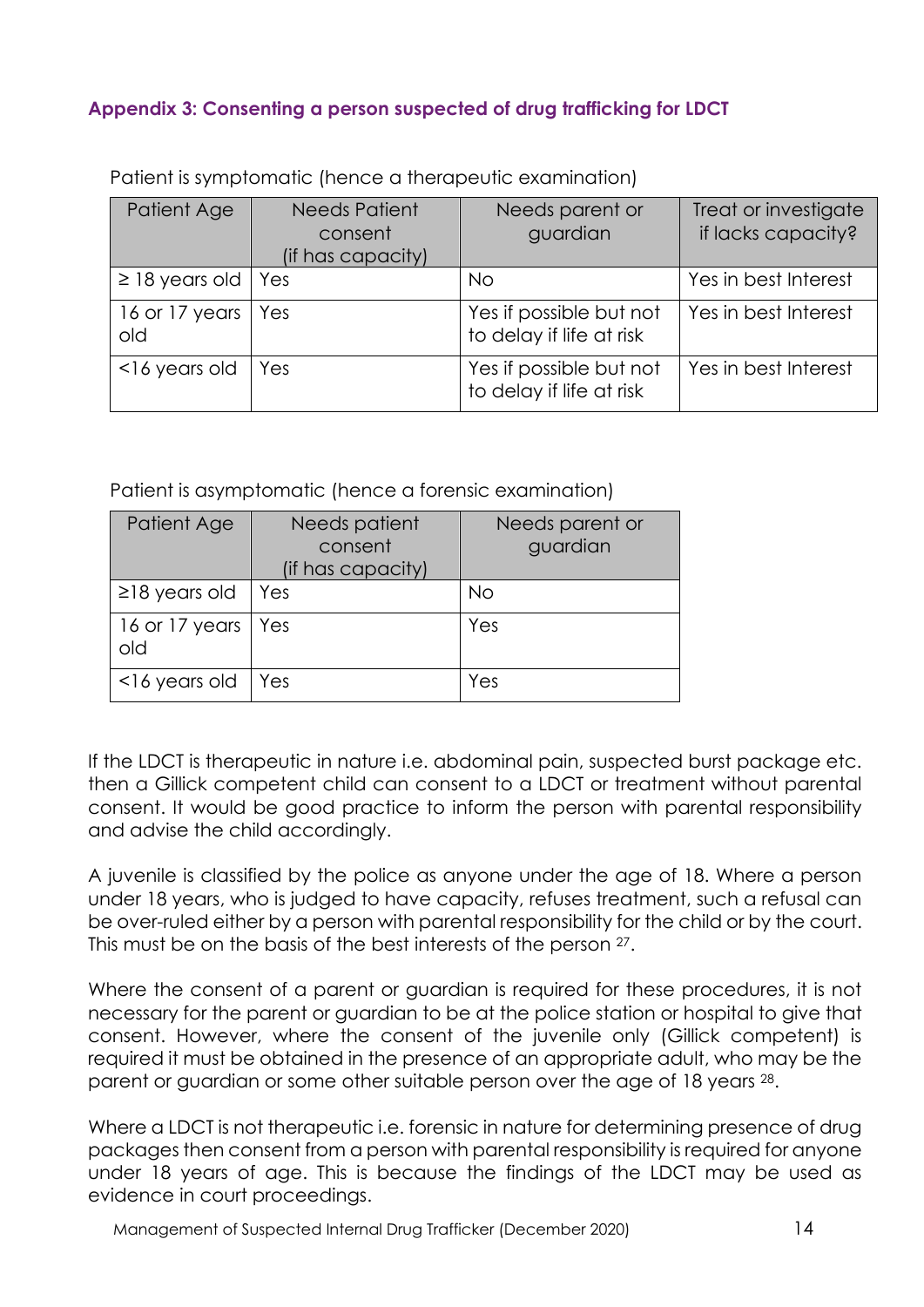### Appendix 3: Consenting a person suspected of drug trafficking for LDCT

Patient is symptomatic (hence a therapeutic examination)

| Patient Age | Needs Patient consent (if has capacity) | Needs parent or guardian | Treat or investigate if lacks capacity? |
|---|---|---|---|
| ≥ 18 years old | Yes | No | Yes in best Interest |
| 16 or 17 years old | Yes | Yes if possible but not to delay if life at risk | Yes in best Interest |
| <16 years old | Yes | Yes if possible but not to delay if life at risk | Yes in best Interest |

Patient is asymptomatic (hence a forensic examination)

| Patient Age | Needs patient consent (if has capacity) | Needs parent or guardian |
|---|---|---|
| ≥18 years old | Yes | No |
| 16 or 17 years old | Yes | Yes |
| <16 years old | Yes | Yes |

If the LDCT is therapeutic in nature i.e. abdominal pain, suspected burst package etc. then a Gillick competent child can consent to a LDCT or treatment without parental consent. It would be good practice to inform the person with parental responsibility and advise the child accordingly.

A juvenile is classified by the police as anyone under the age of 18. Where a person under 18 years, who is judged to have capacity, refuses treatment, such a refusal can be over-ruled either by a person with parental responsibility for the child or by the court. This must be on the basis of the best interests of the person [27].

Where the consent of a parent or guardian is required for these procedures, it is not necessary for the parent or guardian to be at the police station or hospital to give that consent. However, where the consent of the juvenile only (Gillick competent) is required it must be obtained in the presence of an appropriate adult, who may be the parent or guardian or some other suitable person over the age of 18 years [28].

Where a LDCT is not therapeutic i.e. forensic in nature for determining presence of drug packages then consent from a person with parental responsibility is required for anyone under 18 years of age. This is because the findings of the LDCT may be used as evidence in court proceedings.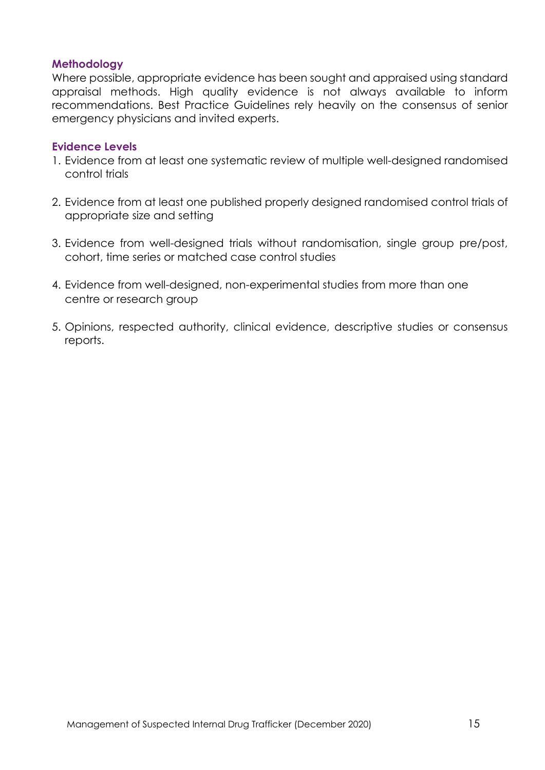### Methodology

Where possible, appropriate evidence has been sought and appraised using standard appraisal methods. High quality evidence is not always available to inform recommendations. Best Practice Guidelines rely heavily on the consensus of senior emergency physicians and invited experts.

### Evidence Levels

1. Evidence from at least one systematic review of multiple well-designed randomised control trials
2. Evidence from at least one published properly designed randomised control trials of appropriate size and setting
3. Evidence from well-designed trials without randomisation, single group pre/post, cohort, time series or matched case control studies
4. Evidence from well-designed, non-experimental studies from more than one centre or research group
5. Opinions, respected authority, clinical evidence, descriptive studies or consensus reports.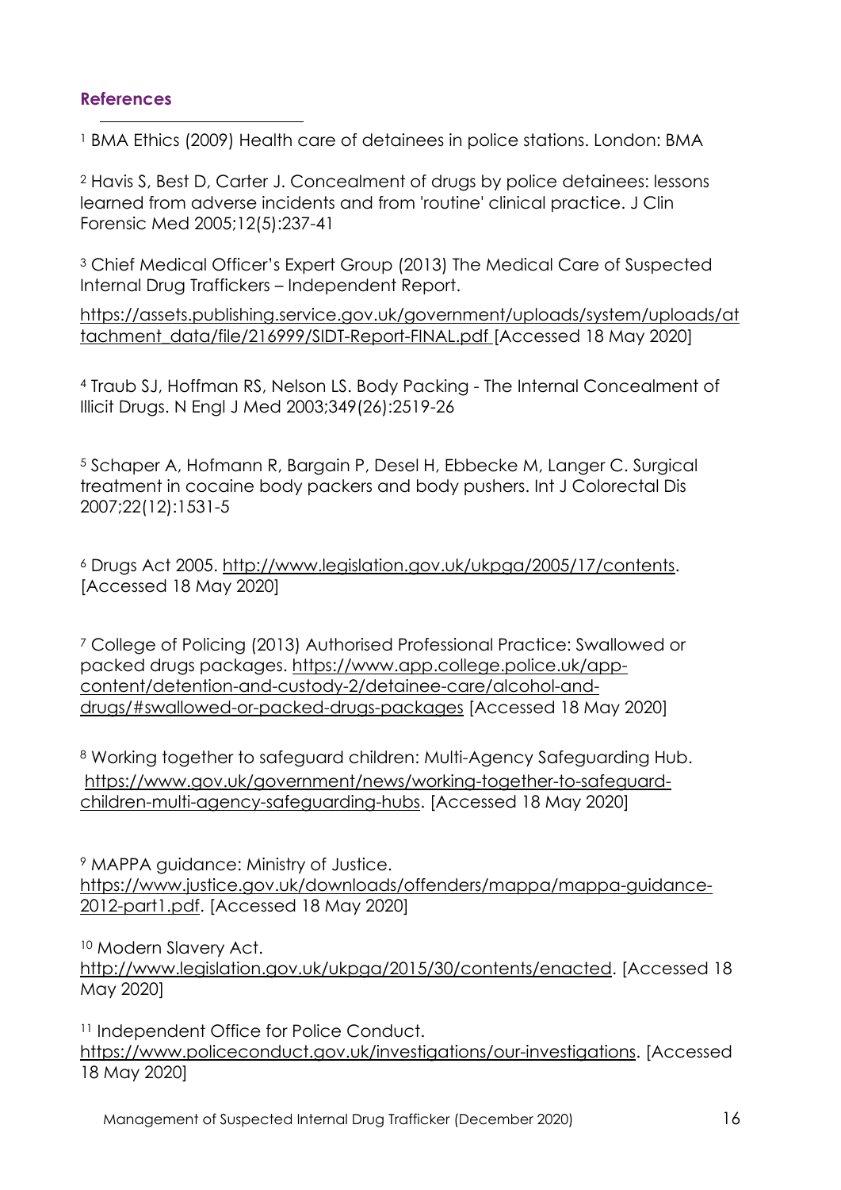## References

[1] BMA Ethics (2009) Health care of detainees in police stations. London: BMA

[2] Havis S, Best D, Carter J. Concealment of drugs by police detainees: lessons learned from adverse incidents and from 'routine' clinical practice. J Clin Forensic Med 2005;12(5):237-41

[3] Chief Medical Officer's Expert Group (2013) The Medical Care of Suspected Internal Drug Traffickers – Independent Report. https://assets.publishing.service.gov.uk/government/uploads/system/uploads/attachment_data/file/216999/SIDT-Report-FINAL.pdf [Accessed 18 May 2020]

[4] Traub SJ, Hoffman RS, Nelson LS. Body Packing - The Internal Concealment of Illicit Drugs. N Engl J Med 2003;349(26):2519-26

[5] Schaper A, Hofmann R, Bargain P, Desel H, Ebbecke M, Langer C. Surgical treatment in cocaine body packers and body pushers. Int J Colorectal Dis 2007;22(12):1531-5

[6] Drugs Act 2005. http://www.legislation.gov.uk/ukpga/2005/17/contents. [Accessed 18 May 2020]

[7] College of Policing (2013) Authorised Professional Practice: Swallowed or packed drugs packages. https://www.app.college.police.uk/app-content/detention-and-custody-2/detainee-care/alcohol-and-drugs/#swallowed-or-packed-drugs-packages [Accessed 18 May 2020]

[8] Working together to safeguard children: Multi-Agency Safeguarding Hub. https://www.gov.uk/government/news/working-together-to-safeguard-children-multi-agency-safeguarding-hubs. [Accessed 18 May 2020]

[9] MAPPA guidance: Ministry of Justice. https://www.justice.gov.uk/downloads/offenders/mappa/mappa-guidance-2012-part1.pdf. [Accessed 18 May 2020]

[10] Modern Slavery Act. http://www.legislation.gov.uk/ukpga/2015/30/contents/enacted. [Accessed 18 May 2020]

[11] Independent Office for Police Conduct. https://www.policeconduct.gov.uk/investigations/our-investigations. [Accessed 18 May 2020]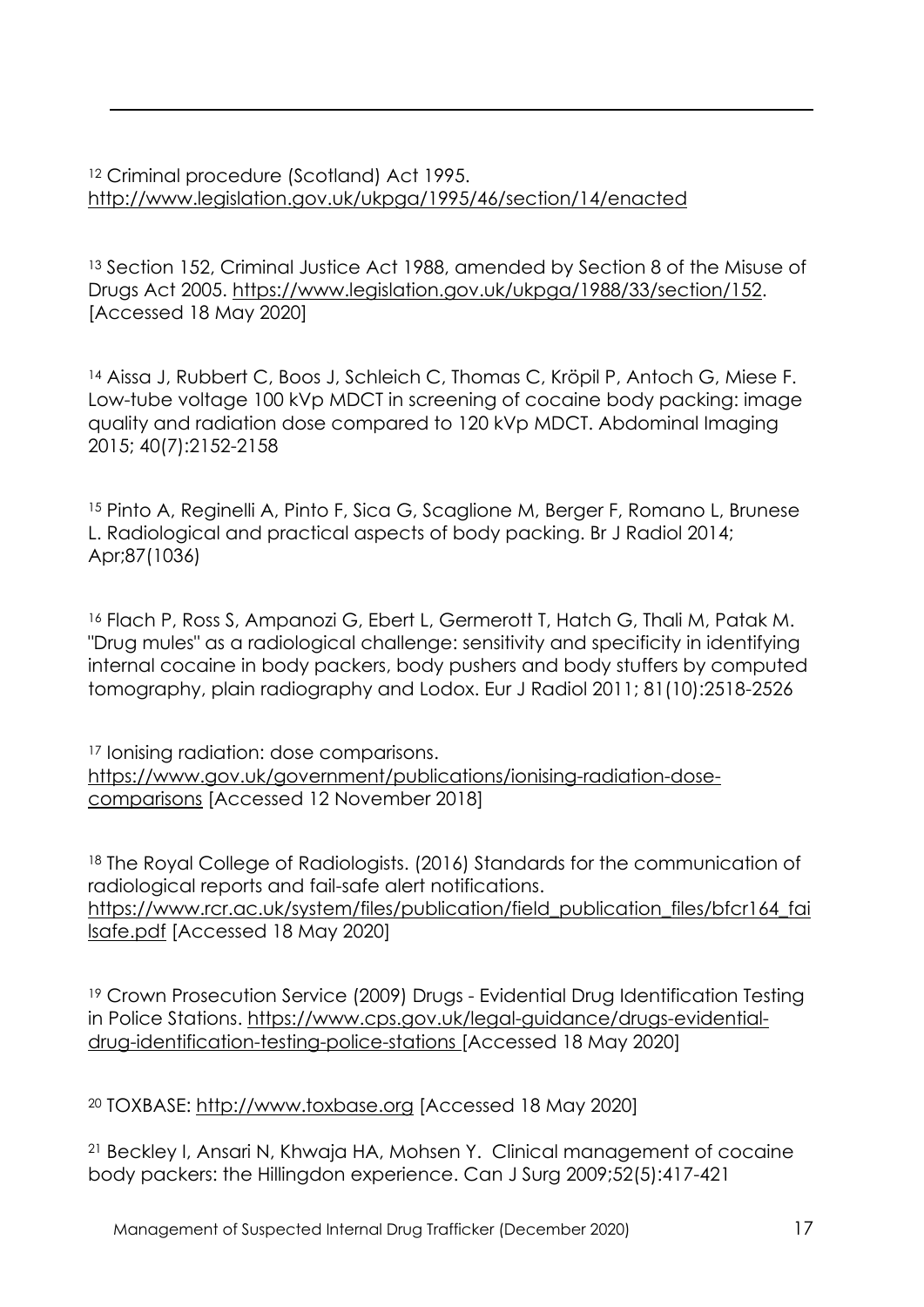[12] Criminal procedure (Scotland) Act 1995. http://www.legislation.gov.uk/ukpga/1995/46/section/14/enacted

[13] Section 152, Criminal Justice Act 1988, amended by Section 8 of the Misuse of Drugs Act 2005. https://www.legislation.gov.uk/ukpga/1988/33/section/152. [Accessed 18 May 2020]

[14] Aissa J, Rubbert C, Boos J, Schleich C, Thomas C, Kröpil P, Antoch G, Miese F. Low-tube voltage 100 kVp MDCT in screening of cocaine body packing: image quality and radiation dose compared to 120 kVp MDCT. Abdominal Imaging 2015; 40(7):2152-2158

[15] Pinto A, Reginelli A, Pinto F, Sica G, Scaglione M, Berger F, Romano L, Brunese L. Radiological and practical aspects of body packing. Br J Radiol 2014; Apr;87(1036)

[16] Flach P, Ross S, Ampanozi G, Ebert L, Germerott T, Hatch G, Thali M, Patak M. "Drug mules" as a radiological challenge: sensitivity and specificity in identifying internal cocaine in body packers, body pushers and body stuffers by computed tomography, plain radiography and Lodox. Eur J Radiol 2011; 81(10):2518-2526

[17] Ionising radiation: dose comparisons. https://www.gov.uk/government/publications/ionising-radiation-dose-comparisons [Accessed 12 November 2018]

[18] The Royal College of Radiologists. (2016) Standards for the communication of radiological reports and fail-safe alert notifications. https://www.rcr.ac.uk/system/files/publication/field_publication_files/bfcr164_failsafe.pdf [Accessed 18 May 2020]

[19] Crown Prosecution Service (2009) Drugs - Evidential Drug Identification Testing in Police Stations. https://www.cps.gov.uk/legal-guidance/drugs-evidential-drug-identification-testing-police-stations [Accessed 18 May 2020]

[20] TOXBASE: http://www.toxbase.org [Accessed 18 May 2020]

[21] Beckley I, Ansari N, Khwaja HA, Mohsen Y. Clinical management of cocaine body packers: the Hillingdon experience. Can J Surg 2009;52(5):417-421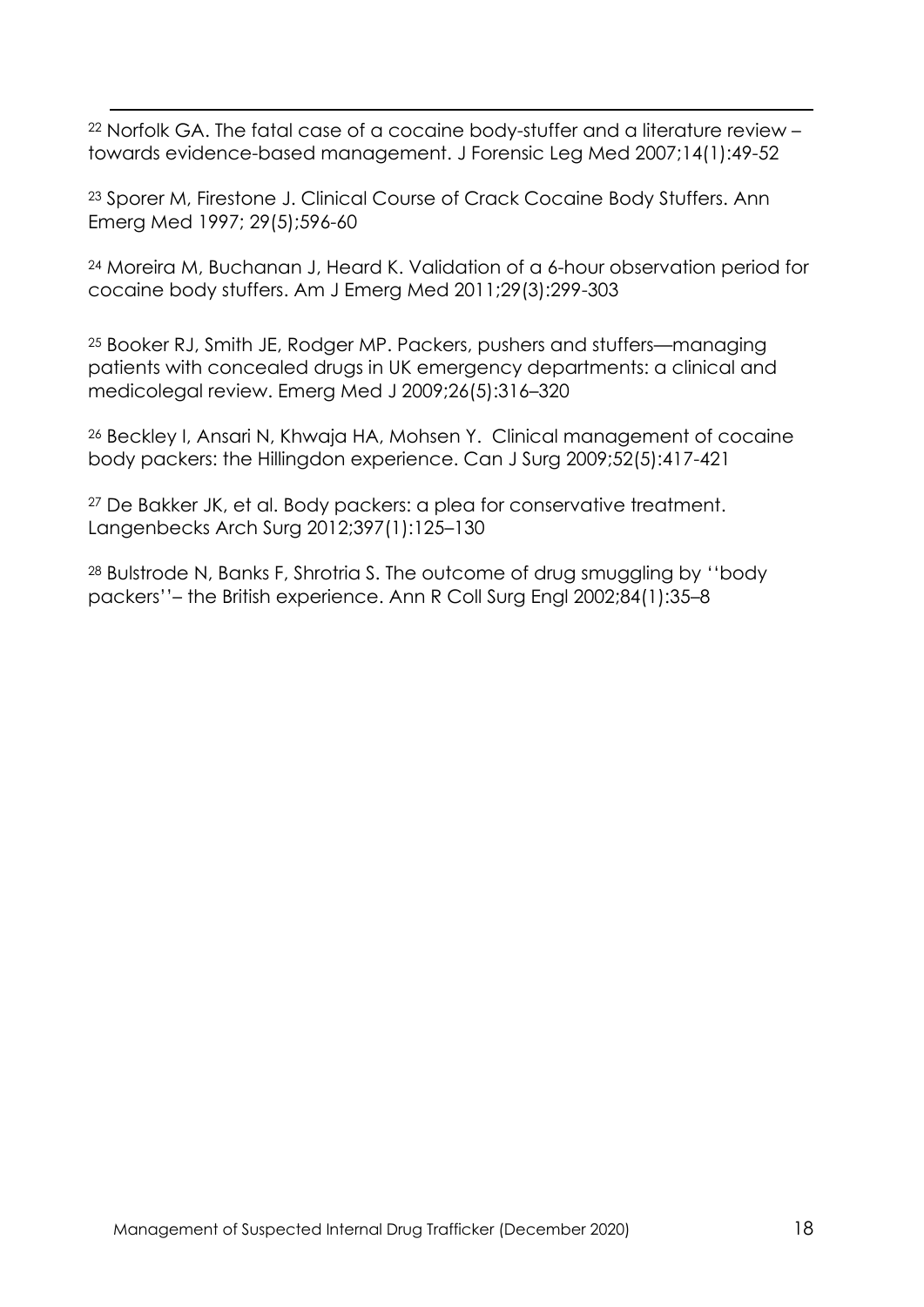[22] Norfolk GA. The fatal case of a cocaine body-stuffer and a literature review – towards evidence-based management. J Forensic Leg Med 2007;14(1):49-52

[23] Sporer M, Firestone J. Clinical Course of Crack Cocaine Body Stuffers. Ann Emerg Med 1997; 29(5);596-60

[24] Moreira M, Buchanan J, Heard K. Validation of a 6-hour observation period for cocaine body stuffers. Am J Emerg Med 2011;29(3):299-303

[25] Booker RJ, Smith JE, Rodger MP. Packers, pushers and stuffers—managing patients with concealed drugs in UK emergency departments: a clinical and medicolegal review. Emerg Med J 2009;26(5):316–320

[26] Beckley I, Ansari N, Khwaja HA, Mohsen Y. Clinical management of cocaine body packers: the Hillingdon experience. Can J Surg 2009;52(5):417-421

[27] De Bakker JK, et al. Body packers: a plea for conservative treatment. Langenbecks Arch Surg 2012;397(1):125–130

[28] Bulstrode N, Banks F, Shrotria S. The outcome of drug smuggling by ''body packers''– the British experience. Ann R Coll Surg Engl 2002;84(1):35–8